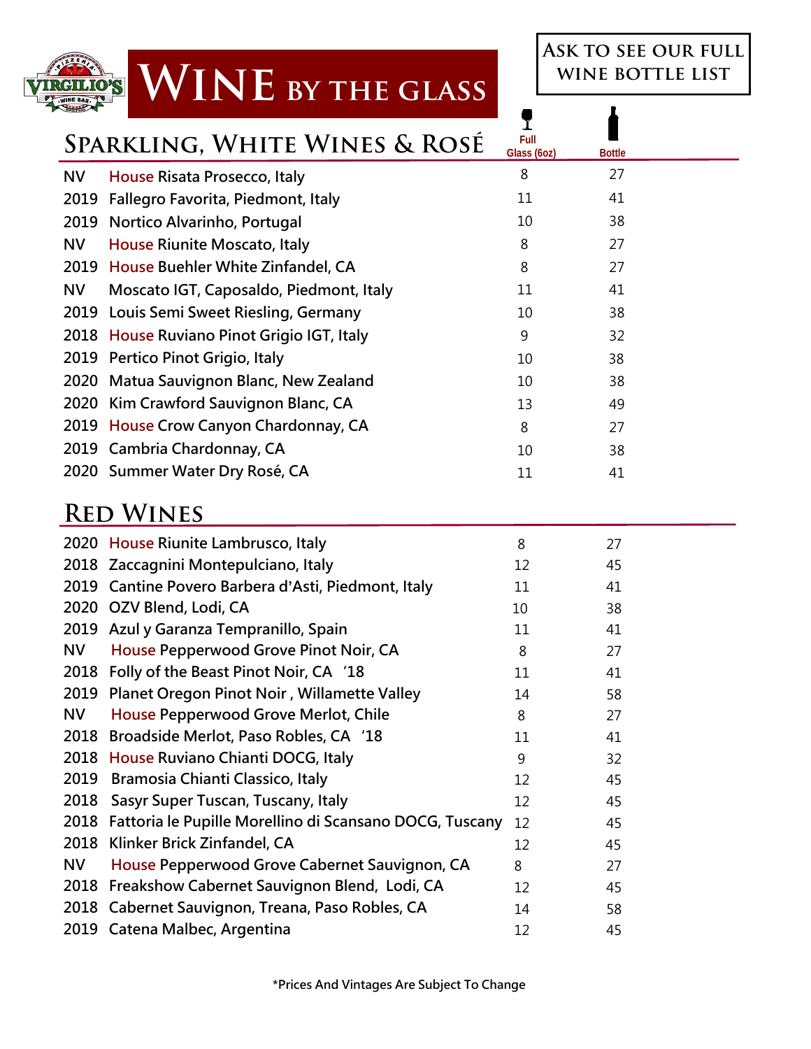# Wine by the Glass

**Ask to see our full wine bottle list**

## Sparkling, White Wines & Rosé

| Vintage | Wine | Full Glass (6oz) | Bottle |
|---|---|---|---|
| NV | House Risata Prosecco, Italy | 8 | 27 |
| 2019 | Fallegro Favorita, Piedmont, Italy | 11 | 41 |
| 2019 | Nortico Alvarinho, Portugal | 10 | 38 |
| NV | House Riunite Moscato, Italy | 8 | 27 |
| 2019 | House Buehler White Zinfandel, CA | 8 | 27 |
| NV | Moscato IGT, Caposaldo, Piedmont, Italy | 11 | 41 |
| 2019 | Louis Semi Sweet Riesling, Germany | 10 | 38 |
| 2018 | House Ruviano Pinot Grigio IGT, Italy | 9 | 32 |
| 2019 | Pertico Pinot Grigio, Italy | 10 | 38 |
| 2020 | Matua Sauvignon Blanc, New Zealand | 10 | 38 |
| 2020 | Kim Crawford Sauvignon Blanc, CA | 13 | 49 |
| 2019 | House Crow Canyon Chardonnay, CA | 8 | 27 |
| 2019 | Cambria Chardonnay, CA | 10 | 38 |
| 2020 | Summer Water Dry Rosé, CA | 11 | 41 |

## Red Wines

| Vintage | Wine | Full Glass (6oz) | Bottle |
|---|---|---|---|
| 2020 | House Riunite Lambrusco, Italy | 8 | 27 |
| 2018 | Zaccagnini Montepulciano, Italy | 12 | 45 |
| 2019 | Cantine Povero Barbera d'Asti, Piedmont, Italy | 11 | 41 |
| 2020 | OZV Blend, Lodi, CA | 10 | 38 |
| 2019 | Azul y Garanza Tempranillo, Spain | 11 | 41 |
| NV | House Pepperwood Grove Pinot Noir, CA | 8 | 27 |
| 2018 | Folly of the Beast Pinot Noir, CA '18 | 11 | 41 |
| 2019 | Planet Oregon Pinot Noir , Willamette Valley | 14 | 58 |
| NV | House Pepperwood Grove Merlot, Chile | 8 | 27 |
| 2018 | Broadside Merlot, Paso Robles, CA '18 | 11 | 41 |
| 2018 | House Ruviano Chianti DOCG, Italy | 9 | 32 |
| 2019 | Bramosia Chianti Classico, Italy | 12 | 45 |
| 2018 | Sasyr Super Tuscan, Tuscany, Italy | 12 | 45 |
| 2018 | Fattoria le Pupille Morellino di Scansano DOCG, Tuscany | 12 | 45 |
| 2018 | Klinker Brick Zinfandel, CA | 12 | 45 |
| NV | House Pepperwood Grove Cabernet Sauvignon, CA | 8 | 27 |
| 2018 | Freakshow Cabernet Sauvignon Blend, Lodi, CA | 12 | 45 |
| 2018 | Cabernet Sauvignon, Treana, Paso Robles, CA | 14 | 58 |
| 2019 | Catena Malbec, Argentina | 12 | 45 |

**\*Prices And Vintages Are Subject To Change**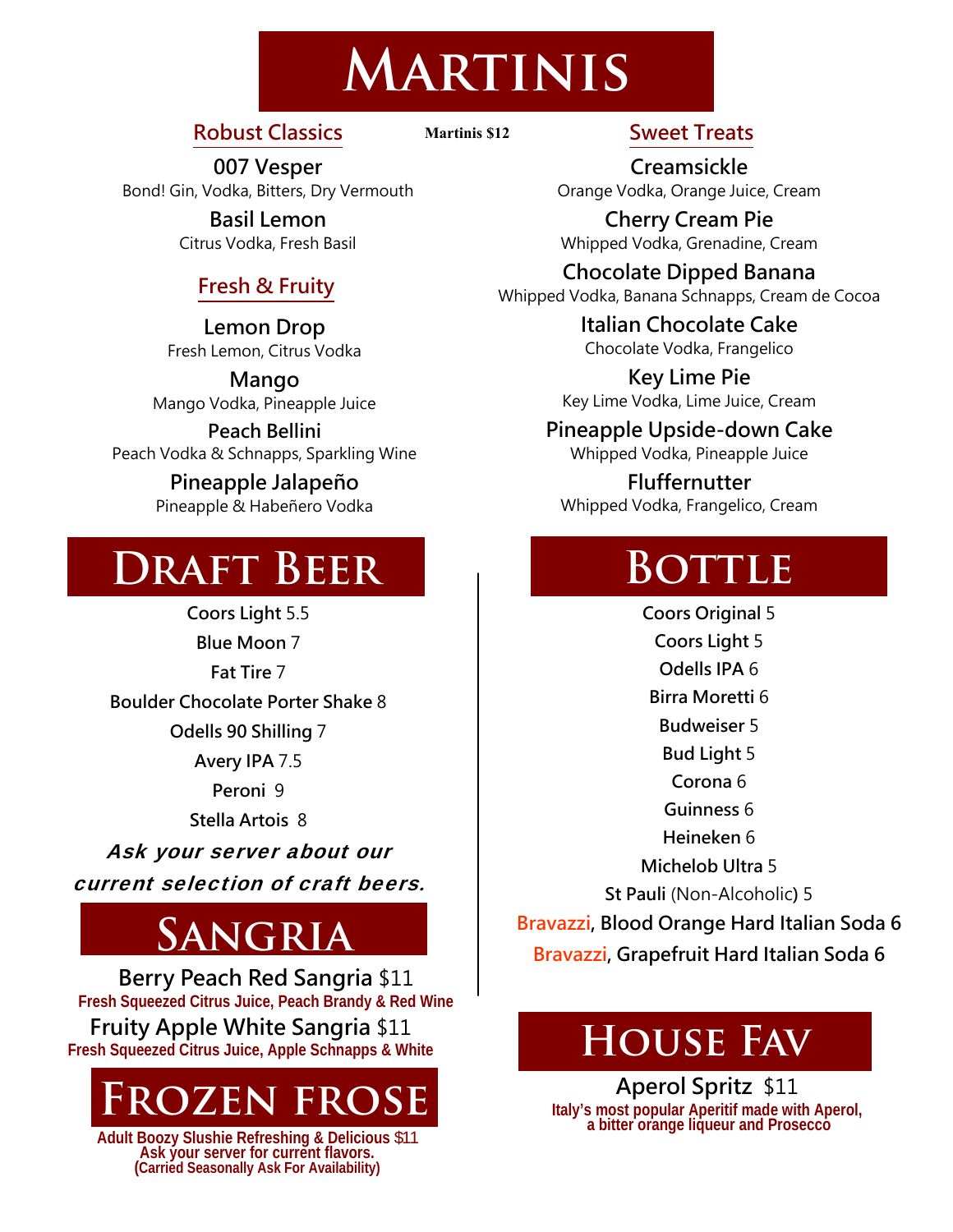# Martinis

Martinis $12

## Robust Classics

**007 Vesper**
Bond! Gin, Vodka, Bitters, Dry Vermouth

**Basil Lemon**
Citrus Vodka, Fresh Basil

## Fresh & Fruity

**Lemon Drop**
Fresh Lemon, Citrus Vodka

**Mango**
Mango Vodka, Pineapple Juice

**Peach Bellini**
Peach Vodka & Schnapps, Sparkling Wine

**Pineapple Jalapeño**
Pineapple & Habeñero Vodka

## Sweet Treats

**Creamsickle**
Orange Vodka, Orange Juice, Cream

**Cherry Cream Pie**
Whipped Vodka, Grenadine, Cream

**Chocolate Dipped Banana**
Whipped Vodka, Banana Schnapps, Cream de Cocoa

**Italian Chocolate Cake**
Chocolate Vodka, Frangelico

**Key Lime Pie**
Key Lime Vodka, Lime Juice, Cream

**Pineapple Upside-down Cake**
Whipped Vodka, Pineapple Juice

**Fluffernutter**
Whipped Vodka, Frangelico, Cream

# Draft Beer

**Coors Light** 5.5
**Blue Moon** 7
**Fat Tire** 7
**Boulder Chocolate Porter Shake** 8
**Odells 90 Shilling** 7
**Avery IPA** 7.5
**Peroni** 9
**Stella Artois** 8

*Ask your server about our current selection of craft beers.*

# Sangria

**Berry Peach Red Sangria** $11
Fresh Squeezed Citrus Juice, Peach Brandy & Red Wine

**Fruity Apple White Sangria** $11
Fresh Squeezed Citrus Juice, Apple Schnapps & White

# Frozen Frose

Adult Boozy Slushie Refreshing & Delicious $11
Ask your server for current flavors.
(Carried Seasonally Ask For Availability)

# Bottle

**Coors Original** 5
**Coors Light** 5
**Odells IPA** 6
**Birra Moretti** 6
**Budweiser** 5
**Bud Light** 5
**Corona** 6
**Guinness** 6
**Heineken** 6
**Michelob Ultra** 5
**St Pauli** (Non-Alcoholic) 5
Bravazzi, **Blood Orange Hard Italian Soda 6**
Bravazzi, **Grapefruit Hard Italian Soda 6**

# House Fav

**Aperol Spritz** $11
Italy's most popular Aperitif made with Aperol, a bitter orange liqueur and Prosecco